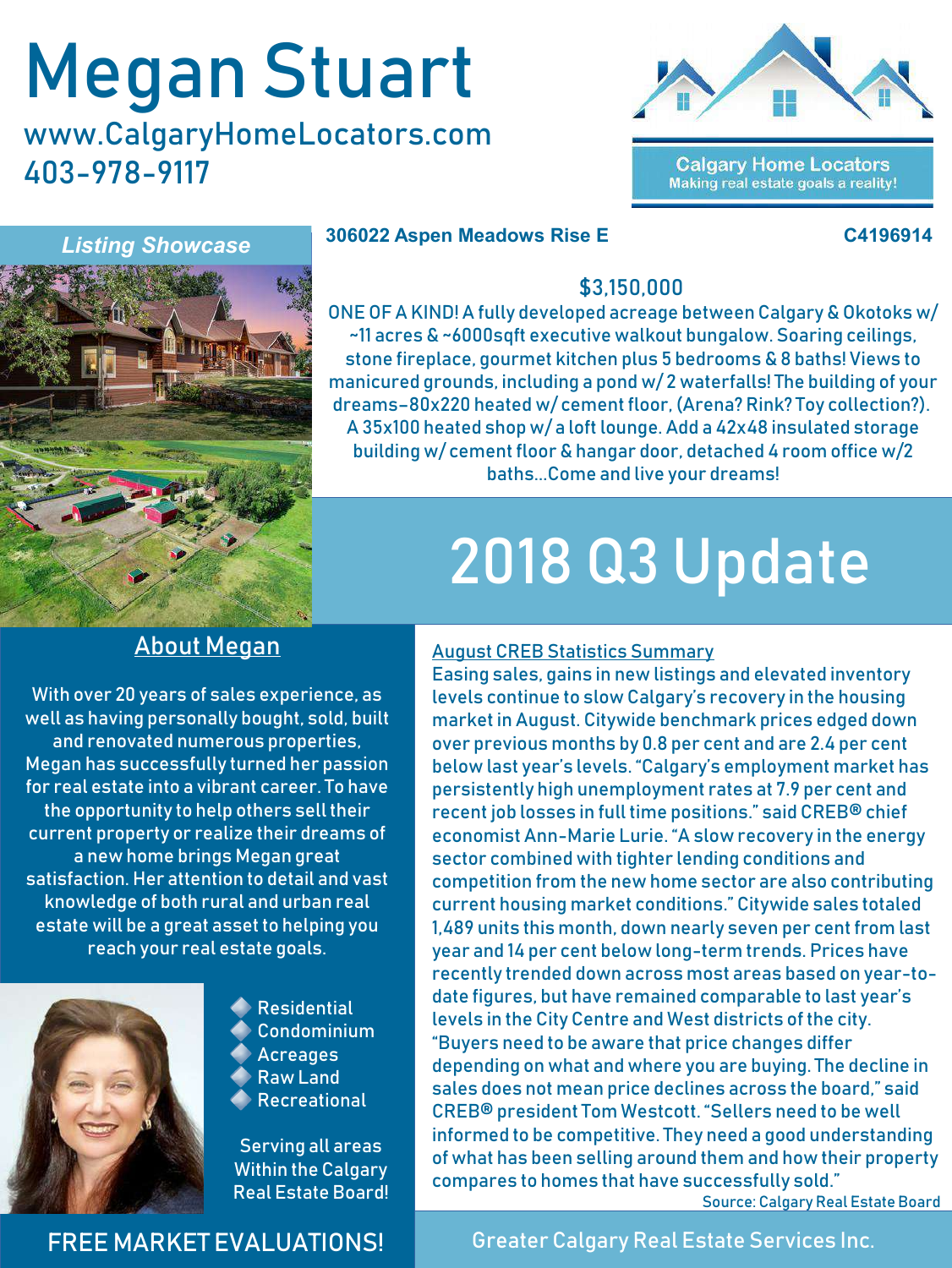# Megan Stuart

www.CalgaryHomeLocators.com

403-978-9117

Calgary Home Locators

Making real estate goals a reality!

*Listing Showcase*

**306022 Aspen Meadows Rise E** **C4196914**

$3,150,000

ONE OF A KIND! A fully developed acreage between Calgary & Okotoks w/ ~11 acres & ~6000sqft executive walkout bungalow. Soaring ceilings, stone fireplace, gourmet kitchen plus 5 bedrooms & 8 baths! Views to manicured grounds, including a pond w/ 2 waterfalls! The building of your dreams-80x220 heated w/ cement floor, (Arena? Rink? Toy collection?). A 35x100 heated shop w/ a loft lounge. Add a 42x48 insulated storage building w/ cement floor & hangar door, detached 4 room office w/2 baths...Come and live your dreams!

# 2018 Q3 Update

## About Megan

With over 20 years of sales experience, as well as having personally bought, sold, built and renovated numerous properties, Megan has successfully turned her passion for real estate into a vibrant career. To have the opportunity to help others sell their current property or realize their dreams of a new home brings Megan great satisfaction. Her attention to detail and vast knowledge of both rural and urban real estate will be a great asset to helping you reach your real estate goals.

- Residential
- Condominium
- Acreages
- Raw Land
- Recreational

Serving all areas Within the Calgary Real Estate Board!

FREE MARKET EVALUATIONS!

## August CREB Statistics Summary

Easing sales, gains in new listings and elevated inventory levels continue to slow Calgary's recovery in the housing market in August. Citywide benchmark prices edged down over previous months by 0.8 per cent and are 2.4 per cent below last year's levels. "Calgary's employment market has persistently high unemployment rates at 7.9 per cent and recent job losses in full time positions." said CREB® chief economist Ann-Marie Lurie. "A slow recovery in the energy sector combined with tighter lending conditions and competition from the new home sector are also contributing current housing market conditions." Citywide sales totaled 1,489 units this month, down nearly seven per cent from last year and 14 per cent below long-term trends. Prices have recently trended down across most areas based on year-to-date figures, but have remained comparable to last year's levels in the City Centre and West districts of the city. "Buyers need to be aware that price changes differ depending on what and where you are buying. The decline in sales does not mean price declines across the board," said CREB® president Tom Westcott. "Sellers need to be well informed to be competitive. They need a good understanding of what has been selling around them and how their property compares to homes that have successfully sold."

Source: Calgary Real Estate Board

Greater Calgary Real Estate Services Inc.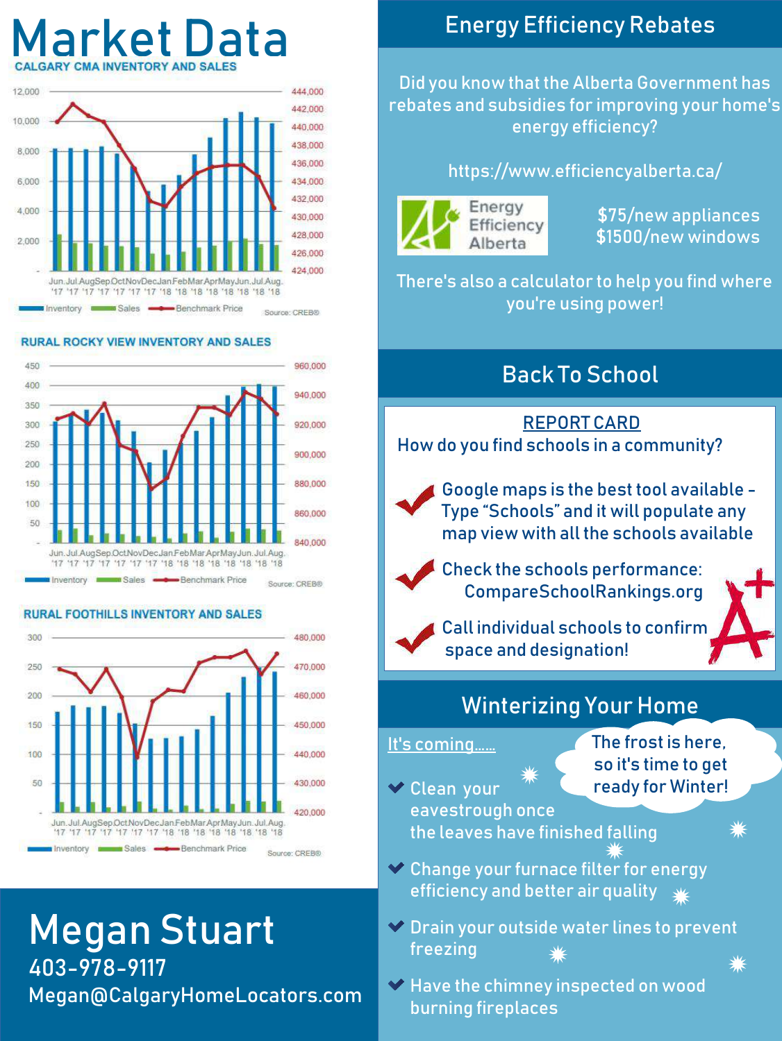# Market Data

## CALGARY CMA INVENTORY AND SALES

12,000
10,000
8,000
6,000
4,000
2,000
-

444,000
442,000
440,000
438,000
436,000
434,000
432,000
430,000
428,000
426,000
424,000

Jun. Jul. Aug. Sep. Oct. Nov. Dec. Jan. Feb. Mar. Apr. May. Jun. Jul. Aug.
'17 '17 '17 '17 '17 '17 '17 '18 '18 '18 '18 '18 '18 '18 '18

Inventory  Sales  Benchmark Price

Source: CREB®

## RURAL ROCKY VIEW INVENTORY AND SALES

450
400
350
300
250
200
150
100
50
-

960,000
940,000
920,000
900,000
880,000
860,000
840,000

Jun. Jul. Aug. Sep. Oct. Nov. Dec. Jan. Feb. Mar. Apr. May. Jun. Jul. Aug.
'17 '17 '17 '17 '17 '17 '17 '18 '18 '18 '18 '18 '18 '18 '18

Inventory  Sales  Benchmark Price

Source: CREB®

## RURAL FOOTHILLS INVENTORY AND SALES

300
250
200
150
100
50
-

480,000
470,000
460,000
450,000
440,000
430,000
420,000

Jun. Jul. Aug. Sep. Oct. Nov. Dec. Jan. Feb. Mar. Apr. May. Jun. Jul. Aug.
'17 '17 '17 '17 '17 '17 '17 '18 '18 '18 '18 '18 '18 '18 '18

Inventory  Sales  Benchmark Price

Source: CREB®

# Megan Stuart

403-978-9117

Megan@CalgaryHomeLocators.com

## Energy Efficiency Rebates

Did you know that the Alberta Government has rebates and subsidies for improving your home's energy efficiency?

https://www.efficiencyalberta.ca/

Energy Efficiency Alberta

$75/new appliances
$1500/new windows

There's also a calculator to help you find where you're using power!

## Back To School

**REPORT CARD**

How do you find schools in a community?

- Google maps is the best tool available - Type "Schools" and it will populate any map view with all the schools available
- Check the schools performance: CompareSchoolRankings.org
- Call individual schools to confirm space and designation!

## Winterizing Your Home

It's coming......

The frost is here, so it's time to get ready for Winter!

- Clean your eavestrough once the leaves have finished falling
- Change your furnace filter for energy efficiency and better air quality
- Drain your outside water lines to prevent freezing
- Have the chimney inspected on wood burning fireplaces